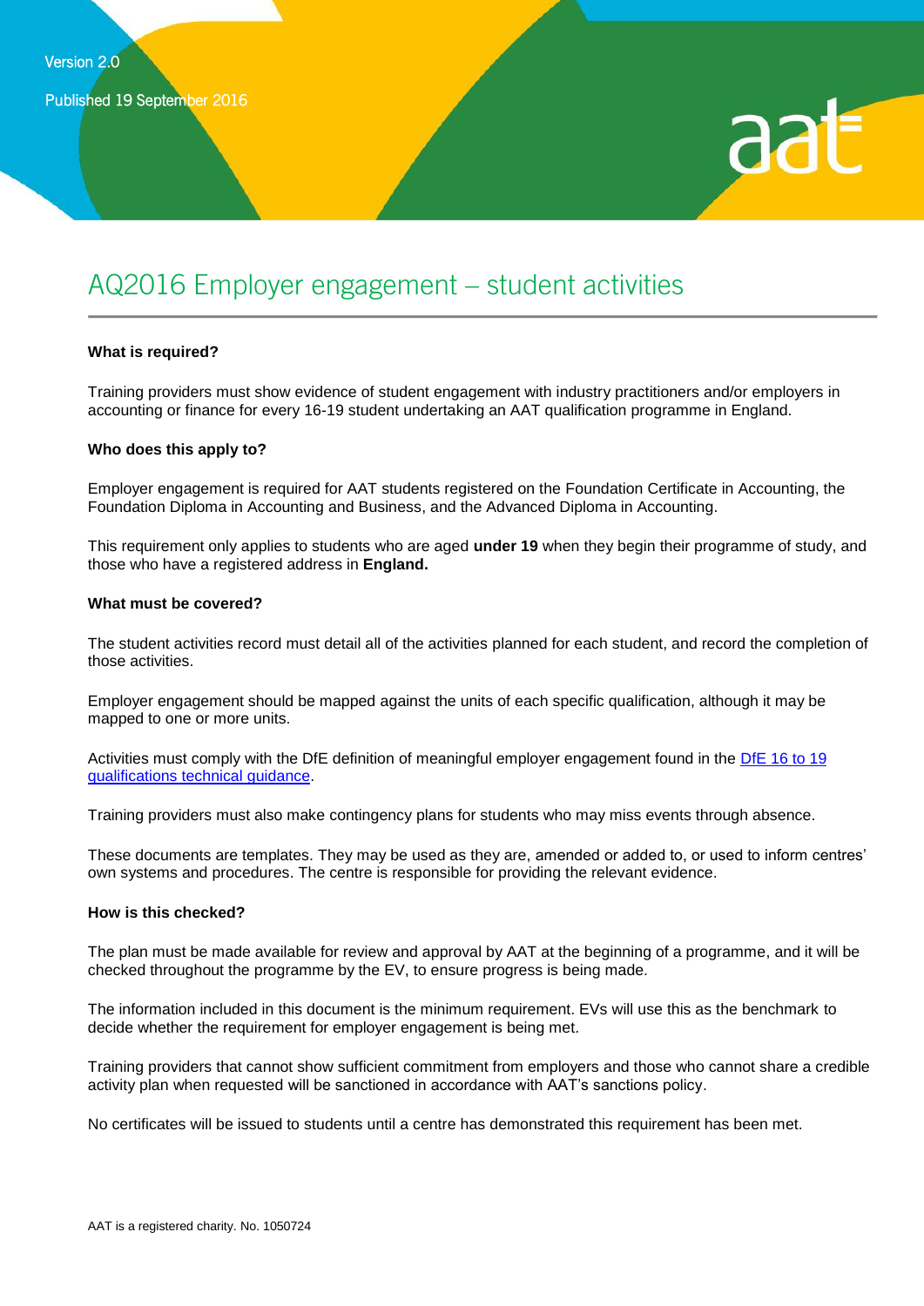Version 2.0

Published 19 September 2016

# AQ2016 Employer engagement – student activities

**What is required?**

Training providers must show evidence of student engagement with industry practitioners and/or employers in accounting or finance for every 16-19 student undertaking an AAT qualification programme in England.

**Who does this apply to?**

Employer engagement is required for AAT students registered on the Foundation Certificate in Accounting, the Foundation Diploma in Accounting and Business, and the Advanced Diploma in Accounting.

This requirement only applies to students who are aged **under 19** when they begin their programme of study, and those who have a registered address in **England.**

**What must be covered?**

The student activities record must detail all of the activities planned for each student, and record the completion of those activities.

Employer engagement should be mapped against the units of each specific qualification, although it may be mapped to one or more units.

Activities must comply with the DfE definition of meaningful employer engagement found in the [DfE 16 to 19 qualifications technical guidance](DfE 16 to 19 qualifications technical guidance).

Training providers must also make contingency plans for students who may miss events through absence.

These documents are templates. They may be used as they are, amended or added to, or used to inform centres' own systems and procedures. The centre is responsible for providing the relevant evidence.

**How is this checked?**

The plan must be made available for review and approval by AAT at the beginning of a programme, and it will be checked throughout the programme by the EV, to ensure progress is being made.

The information included in this document is the minimum requirement. EVs will use this as the benchmark to decide whether the requirement for employer engagement is being met.

Training providers that cannot show sufficient commitment from employers and those who cannot share a credible activity plan when requested will be sanctioned in accordance with AAT's sanctions policy.

No certificates will be issued to students until a centre has demonstrated this requirement has been met.

AAT is a registered charity. No. 1050724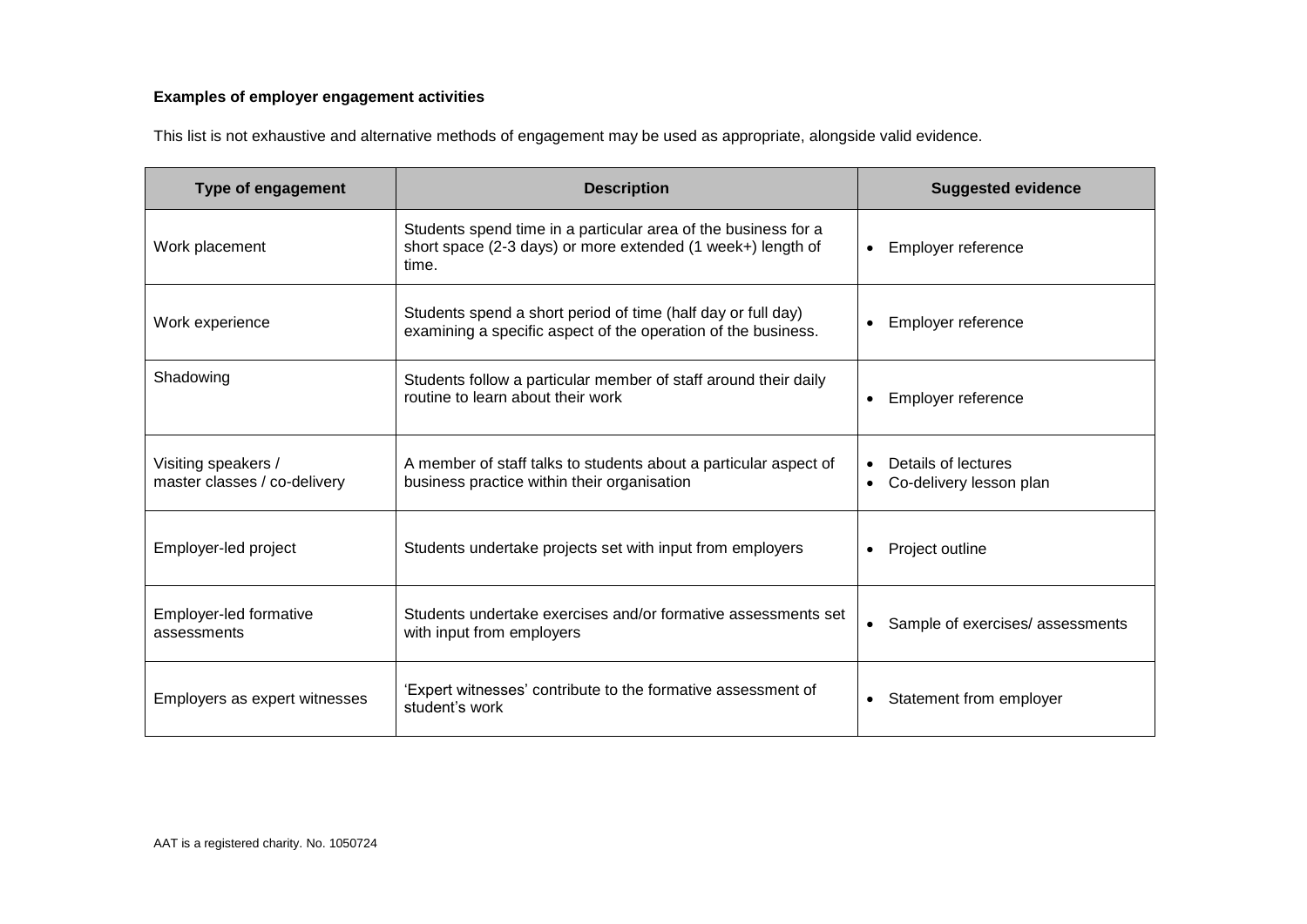**Examples of employer engagement activities**

This list is not exhaustive and alternative methods of engagement may be used as appropriate, alongside valid evidence.

| Type of engagement | Description | Suggested evidence |
|---|---|---|
| Work placement | Students spend time in a particular area of the business for a short space (2-3 days) or more extended (1 week+) length of time. | • Employer reference |
| Work experience | Students spend a short period of time (half day or full day) examining a specific aspect of the operation of the business. | • Employer reference |
| Shadowing | Students follow a particular member of staff around their daily routine to learn about their work | • Employer reference |
| Visiting speakers / master classes / co-delivery | A member of staff talks to students about a particular aspect of business practice within their organisation | • Details of lectures<br>• Co-delivery lesson plan |
| Employer-led project | Students undertake projects set with input from employers | • Project outline |
| Employer-led formative assessments | Students undertake exercises and/or formative assessments set with input from employers | • Sample of exercises/ assessments |
| Employers as expert witnesses | 'Expert witnesses' contribute to the formative assessment of student's work | • Statement from employer |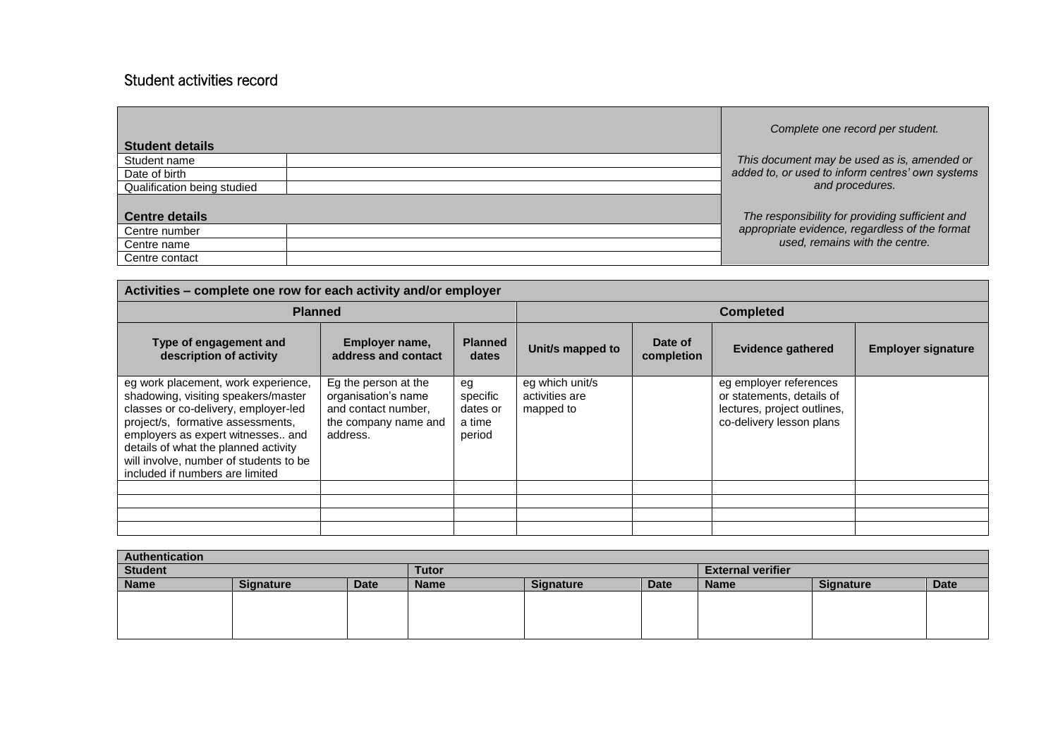# Student activities record

| Student details | |
|---|---|
| Student name | |
| Date of birth | |
| Qualification being studied | |
| **Centre details** | |
| Centre number | |
| Centre name | |
| Centre contact | |

*Complete one record per student.*

*This document may be used as is, amended or added to, or used to inform centres' own systems and procedures.*

*The responsibility for providing sufficient and appropriate evidence, regardless of the format used, remains with the centre.*

| Activities – complete one row for each activity and/or employer | | | | | | |
|---|---|---|---|---|---|---|
| **Planned** | | | **Completed** | | | |
| **Type of engagement and description of activity** | **Employer name, address and contact** | **Planned dates** | **Unit/s mapped to** | **Date of completion** | **Evidence gathered** | **Employer signature** |
| eg work placement, work experience, shadowing, visiting speakers/master classes or co-delivery, employer-led project/s, formative assessments, employers as expert witnesses.. and details of what the planned activity will involve, number of students to be included if numbers are limited | Eg the person at the organisation's name and contact number, the company name and address. | eg specific dates or a time period | eg which unit/s activities are mapped to | | eg employer references or statements, details of lectures, project outlines, co-delivery lesson plans | |
| | | | | | | |
| | | | | | | |
| | | | | | | |
| | | | | | | |

| Authentication | | | | | | | | |
|---|---|---|---|---|---|---|---|---|
| **Student** | | | **Tutor** | | | **External verifier** | | |
| **Name** | **Signature** | **Date** | **Name** | **Signature** | **Date** | **Name** | **Signature** | **Date** |
| | | | | | | | | |